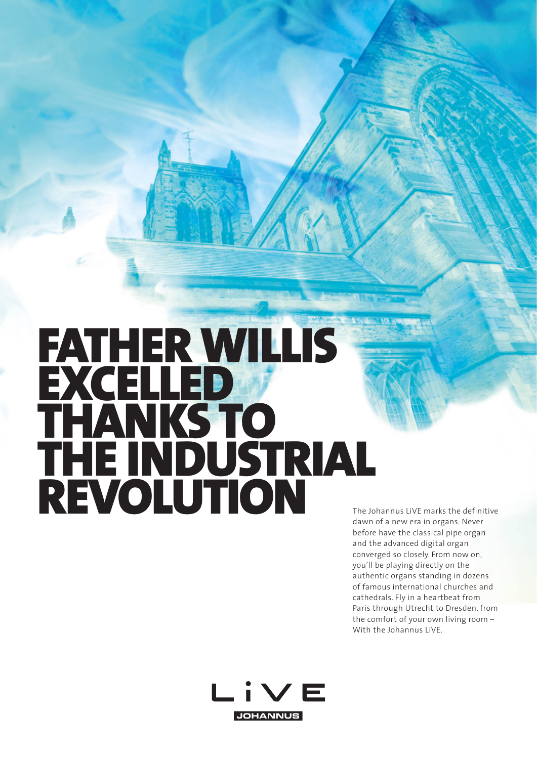# FATHER WILLIS EXCELLED THANKS TO THE INDUSTRIAL REVOLUTION

The Johannus LiVE marks the definitive dawn of a new era in organs. Never before have the classical pipe organ and the advanced digital organ converged so closely. From now on, you'll be playing directly on the authentic organs standing in dozens of famous international churches and cathedrals. Fly in a heartbeat from Paris through Utrecht to Dresden, from the comfort of your own living room – With the Johannus LiVE.

LiVE JOHANNUS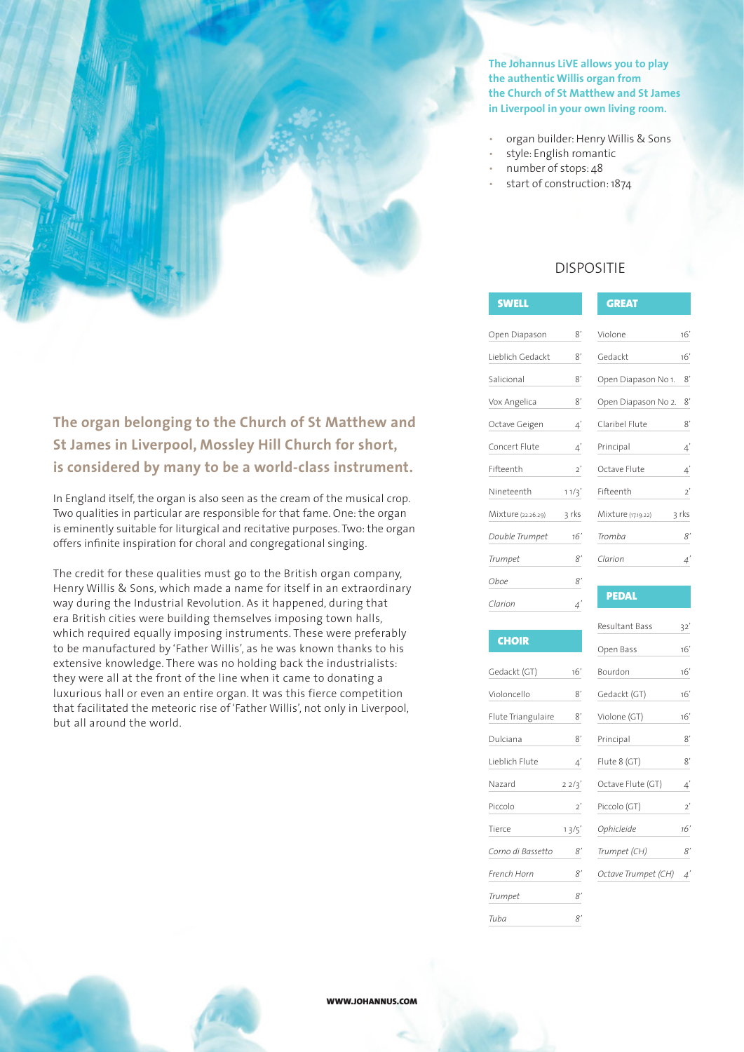**The Johannus LiVE allows you to play the authentic Willis organ from the Church of St Matthew and St James in Liverpool in your own living room.**

- organ builder: Henry Willis & Sons
- style: English romantic
- number of stops: 48
- start of construction: 1874

## The organ belonging to the Church of St Matthew and St James in Liverpool, Mossley Hill Church for short, is considered by many to be a world-class instrument.

In England itself, the organ is also seen as the cream of the musical crop. Two qualities in particular are responsible for that fame. One: the organ is eminently suitable for liturgical and recitative purposes. Two: the organ offers infinite inspiration for choral and congregational singing.

The credit for these qualities must go to the British organ company, Henry Willis & Sons, which made a name for itself in an extraordinary way during the Industrial Revolution. As it happened, during that era British cities were building themselves imposing town halls, which required equally imposing instruments. These were preferably to be manufactured by 'Father Willis', as he was known thanks to his extensive knowledge. There was no holding back the industrialists: they were all at the front of the line when it came to donating a luxurious hall or even an entire organ. It was this fierce competition that facilitated the meteoric rise of 'Father Willis', not only in Liverpool, but all around the world.

## DISPOSITIE

### SWELL

| | |
|---|---|
| Open Diapason | 8' |
| Lieblich Gedackt | 8' |
| Salicional | 8' |
| Vox Angelica | 8' |
| Octave Geigen | 4' |
| Concert Flute | 4' |
| Fifteenth | 2' |
| Nineteenth | 1 1/3' |
| Mixture (22.26.29) | 3 rks |
| *Double Trumpet* | *16'* |
| *Trumpet* | *8'* |
| *Oboe* | *8'* |
| *Clarion* | *4'* |

### CHOIR

| | |
|---|---|
| Gedackt (GT) | 16' |
| Violoncello | 8' |
| Flute Triangulaire | 8' |
| Dulciana | 8' |
| Lieblich Flute | 4' |
| Nazard | 2 2/3' |
| Piccolo | 2' |
| Tierce | 1 3/5' |
| *Corno di Bassetto* | *8'* |
| *French Horn* | *8'* |
| *Trumpet* | *8'* |
| *Tuba* | *8'* |

### GREAT

| | |
|---|---|
| Violone | 16' |
| Gedackt | 16' |
| Open Diapason No 1. | 8' |
| Open Diapason No 2. | 8' |
| Claribel Flute | 8' |
| Principal | 4' |
| Octave Flute | 4' |
| Fifteenth | 2' |
| Mixture (17.19.22) | 3 rks |
| *Tromba* | *8'* |
| *Clarion* | *4'* |

### PEDAL

| | |
|---|---|
| Resultant Bass | 32' |
| Open Bass | 16' |
| Bourdon | 16' |
| Gedackt (GT) | 16' |
| Violone (GT) | 16' |
| Principal | 8' |
| Flute 8 (GT) | 8' |
| Octave Flute (GT) | 4' |
| Piccolo (GT) | 2' |
| *Ophicleide* | *16'* |
| *Trumpet (CH)* | *8'* |
| *Octave Trumpet (CH)* | *4'* |

WWW.JOHANNUS.COM